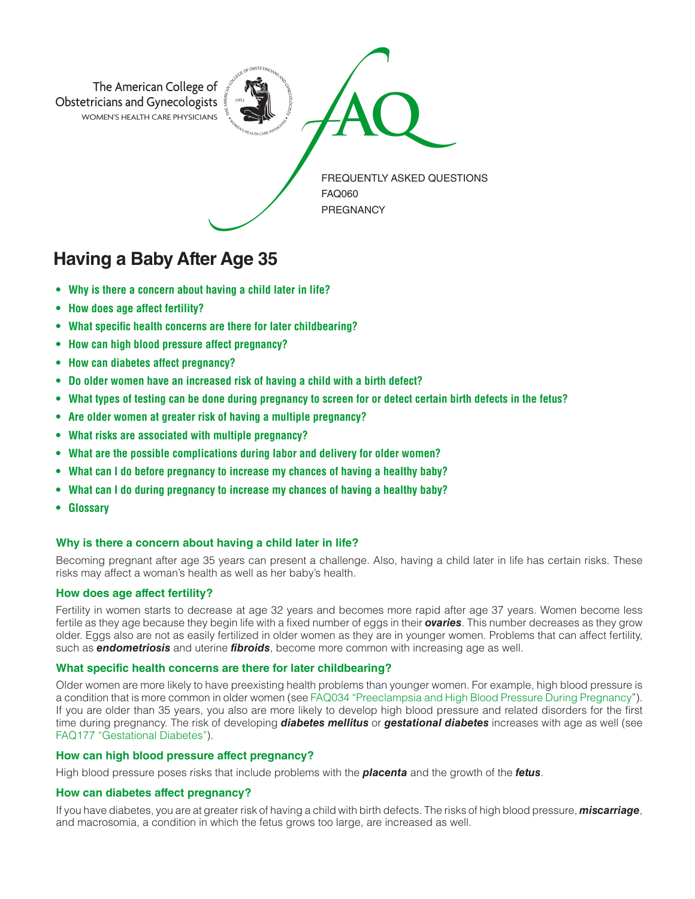The American College of Obstetricians and Gynecologists
WOMEN'S HEALTH CARE PHYSICIANS

FAQ

FREQUENTLY ASKED QUESTIONS
FAQ060
PREGNANCY

# Having a Baby After Age 35

- **Why is there a concern about having a child later in life?**
- **How does age affect fertility?**
- **What specific health concerns are there for later childbearing?**
- **How can high blood pressure affect pregnancy?**
- **How can diabetes affect pregnancy?**
- **Do older women have an increased risk of having a child with a birth defect?**
- **What types of testing can be done during pregnancy to screen for or detect certain birth defects in the fetus?**
- **Are older women at greater risk of having a multiple pregnancy?**
- **What risks are associated with multiple pregnancy?**
- **What are the possible complications during labor and delivery for older women?**
- **What can I do before pregnancy to increase my chances of having a healthy baby?**
- **What can I do during pregnancy to increase my chances of having a healthy baby?**
- **Glossary**

### Why is there a concern about having a child later in life?

Becoming pregnant after age 35 years can present a challenge. Also, having a child later in life has certain risks. These risks may affect a woman's health as well as her baby's health.

### How does age affect fertility?

Fertility in women starts to decrease at age 32 years and becomes more rapid after age 37 years. Women become less fertile as they age because they begin life with a fixed number of eggs in their ***ovaries***. This number decreases as they grow older. Eggs also are not as easily fertilized in older women as they are in younger women. Problems that can affect fertility, such as ***endometriosis*** and uterine ***fibroids***, become more common with increasing age as well.

### What specific health concerns are there for later childbearing?

Older women are more likely to have preexisting health problems than younger women. For example, high blood pressure is a condition that is more common in older women (see FAQ034 "Preeclampsia and High Blood Pressure During Pregnancy"). If you are older than 35 years, you also are more likely to develop high blood pressure and related disorders for the first time during pregnancy. The risk of developing ***diabetes mellitus*** or ***gestational diabetes*** increases with age as well (see FAQ177 "Gestational Diabetes").

### How can high blood pressure affect pregnancy?

High blood pressure poses risks that include problems with the ***placenta*** and the growth of the ***fetus***.

### How can diabetes affect pregnancy?

If you have diabetes, you are at greater risk of having a child with birth defects. The risks of high blood pressure, ***miscarriage***, and macrosomia, a condition in which the fetus grows too large, are increased as well.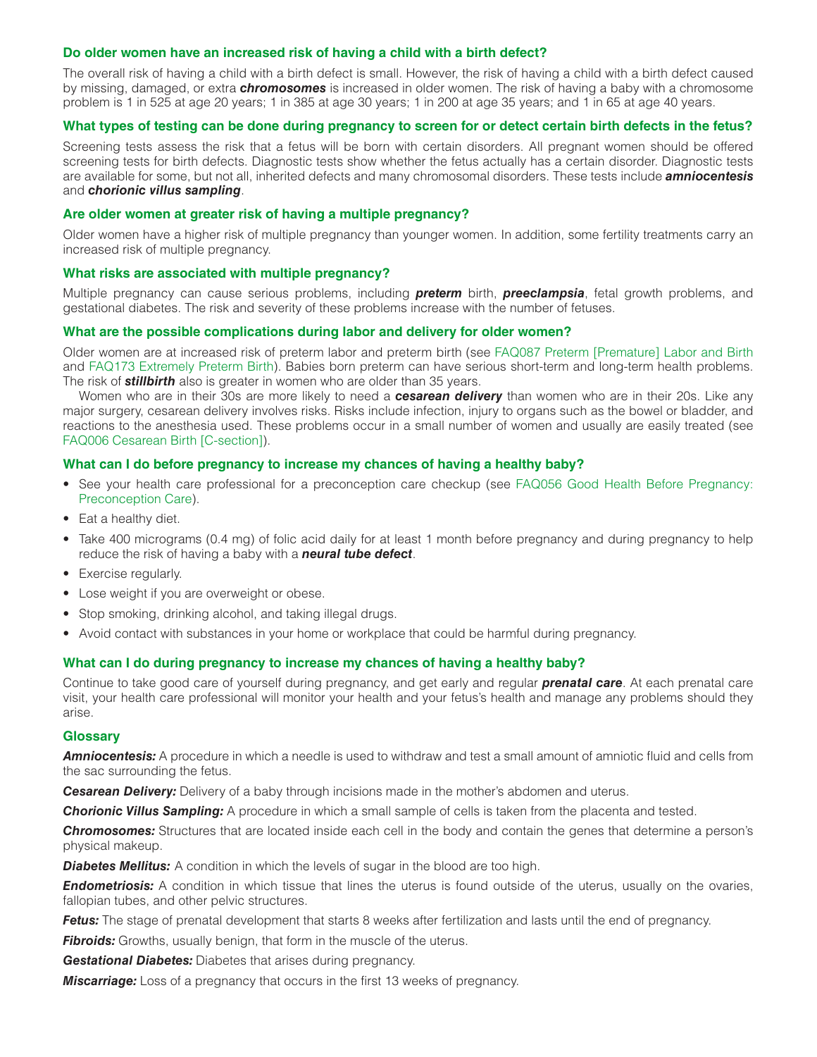### Do older women have an increased risk of having a child with a birth defect?

The overall risk of having a child with a birth defect is small. However, the risk of having a child with a birth defect caused by missing, damaged, or extra ***chromosomes*** is increased in older women. The risk of having a baby with a chromosome problem is 1 in 525 at age 20 years; 1 in 385 at age 30 years; 1 in 200 at age 35 years; and 1 in 65 at age 40 years.

### What types of testing can be done during pregnancy to screen for or detect certain birth defects in the fetus?

Screening tests assess the risk that a fetus will be born with certain disorders. All pregnant women should be offered screening tests for birth defects. Diagnostic tests show whether the fetus actually has a certain disorder. Diagnostic tests are available for some, but not all, inherited defects and many chromosomal disorders. These tests include ***amniocentesis*** and ***chorionic villus sampling***.

### Are older women at greater risk of having a multiple pregnancy?

Older women have a higher risk of multiple pregnancy than younger women. In addition, some fertility treatments carry an increased risk of multiple pregnancy.

### What risks are associated with multiple pregnancy?

Multiple pregnancy can cause serious problems, including ***preterm*** birth, ***preeclampsia***, fetal growth problems, and gestational diabetes. The risk and severity of these problems increase with the number of fetuses.

### What are the possible complications during labor and delivery for older women?

Older women are at increased risk of preterm labor and preterm birth (see FAQ087 Preterm [Premature] Labor and Birth and FAQ173 Extremely Preterm Birth). Babies born preterm can have serious short-term and long-term health problems. The risk of ***stillbirth*** also is greater in women who are older than 35 years.

Women who are in their 30s are more likely to need a ***cesarean delivery*** than women who are in their 20s. Like any major surgery, cesarean delivery involves risks. Risks include infection, injury to organs such as the bowel or bladder, and reactions to the anesthesia used. These problems occur in a small number of women and usually are easily treated (see FAQ006 Cesarean Birth [C-section]).

### What can I do before pregnancy to increase my chances of having a healthy baby?

- See your health care professional for a preconception care checkup (see FAQ056 Good Health Before Pregnancy: Preconception Care).
- Eat a healthy diet.
- Take 400 micrograms (0.4 mg) of folic acid daily for at least 1 month before pregnancy and during pregnancy to help reduce the risk of having a baby with a ***neural tube defect***.
- Exercise regularly.
- Lose weight if you are overweight or obese.
- Stop smoking, drinking alcohol, and taking illegal drugs.
- Avoid contact with substances in your home or workplace that could be harmful during pregnancy.

### What can I do during pregnancy to increase my chances of having a healthy baby?

Continue to take good care of yourself during pregnancy, and get early and regular ***prenatal care***. At each prenatal care visit, your health care professional will monitor your health and your fetus's health and manage any problems should they arise.

### Glossary

***Amniocentesis:*** A procedure in which a needle is used to withdraw and test a small amount of amniotic fluid and cells from the sac surrounding the fetus.

***Cesarean Delivery:*** Delivery of a baby through incisions made in the mother's abdomen and uterus.

***Chorionic Villus Sampling:*** A procedure in which a small sample of cells is taken from the placenta and tested.

***Chromosomes:*** Structures that are located inside each cell in the body and contain the genes that determine a person's physical makeup.

***Diabetes Mellitus:*** A condition in which the levels of sugar in the blood are too high.

***Endometriosis:*** A condition in which tissue that lines the uterus is found outside of the uterus, usually on the ovaries, fallopian tubes, and other pelvic structures.

***Fetus:*** The stage of prenatal development that starts 8 weeks after fertilization and lasts until the end of pregnancy.

***Fibroids:*** Growths, usually benign, that form in the muscle of the uterus.

***Gestational Diabetes:*** Diabetes that arises during pregnancy.

***Miscarriage:*** Loss of a pregnancy that occurs in the first 13 weeks of pregnancy.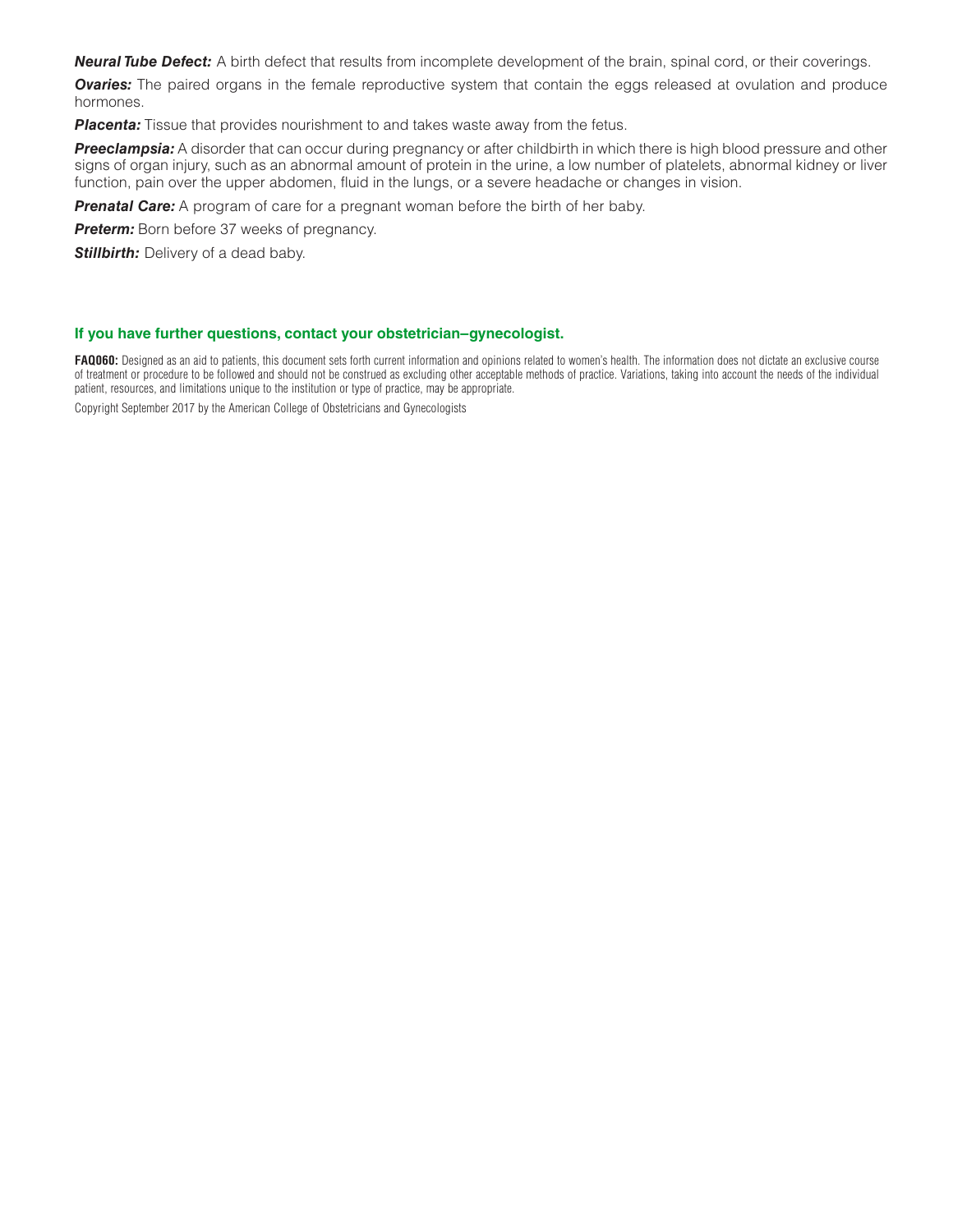***Neural Tube Defect:*** A birth defect that results from incomplete development of the brain, spinal cord, or their coverings.

***Ovaries:*** The paired organs in the female reproductive system that contain the eggs released at ovulation and produce hormones.

***Placenta:*** Tissue that provides nourishment to and takes waste away from the fetus.

***Preeclampsia:*** A disorder that can occur during pregnancy or after childbirth in which there is high blood pressure and other signs of organ injury, such as an abnormal amount of protein in the urine, a low number of platelets, abnormal kidney or liver function, pain over the upper abdomen, fluid in the lungs, or a severe headache or changes in vision.

***Prenatal Care:*** A program of care for a pregnant woman before the birth of her baby.

***Preterm:*** Born before 37 weeks of pregnancy.

***Stillbirth:*** Delivery of a dead baby.

**If you have further questions, contact your obstetrician–gynecologist.**

**FAQ060:** Designed as an aid to patients, this document sets forth current information and opinions related to women's health. The information does not dictate an exclusive course of treatment or procedure to be followed and should not be construed as excluding other acceptable methods of practice. Variations, taking into account the needs of the individual patient, resources, and limitations unique to the institution or type of practice, may be appropriate.

Copyright September 2017 by the American College of Obstetricians and Gynecologists